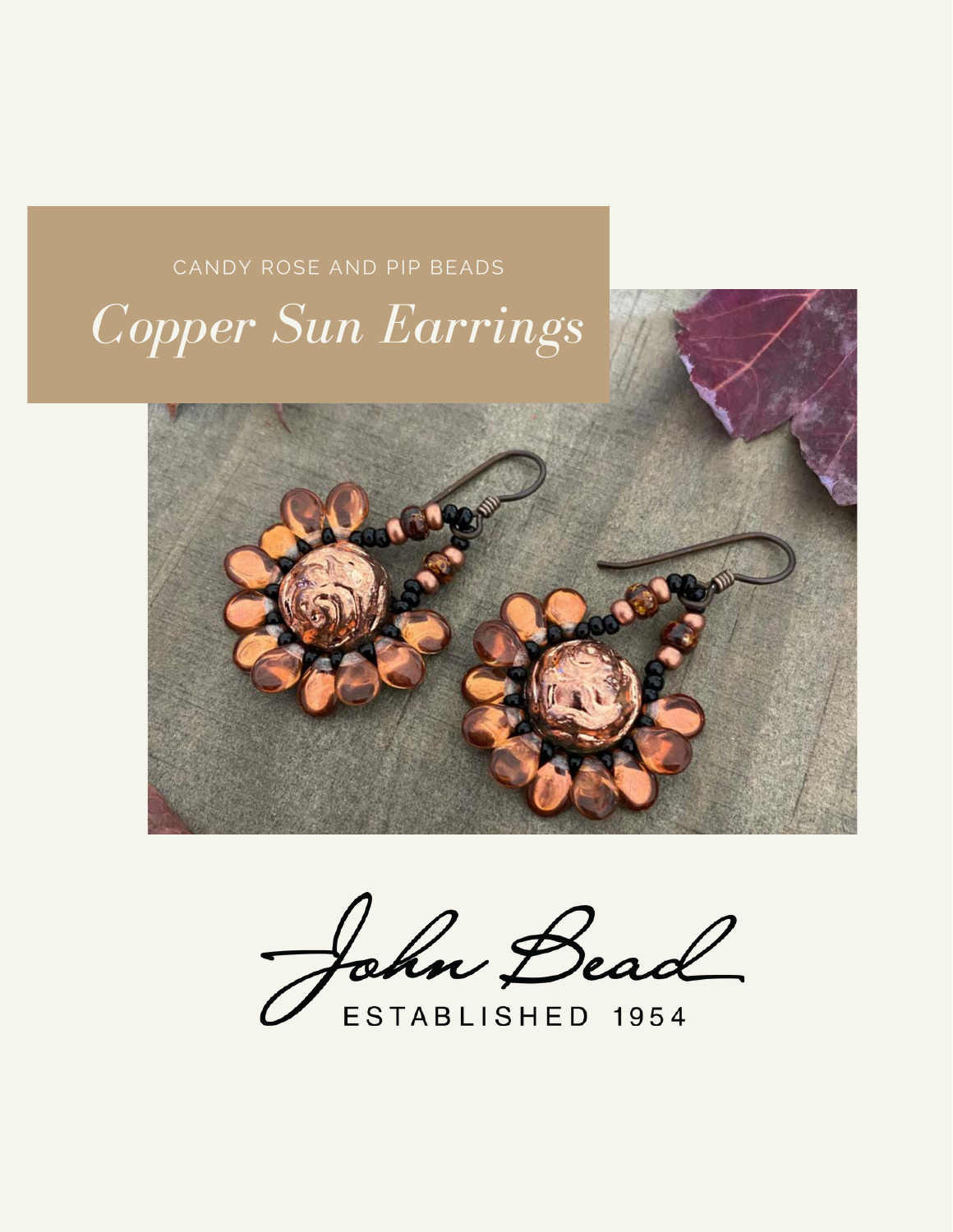CANDY ROSE AND PIP BEADS

# *Copper Sun Earrings*

John Bead

ESTABLISHED 1954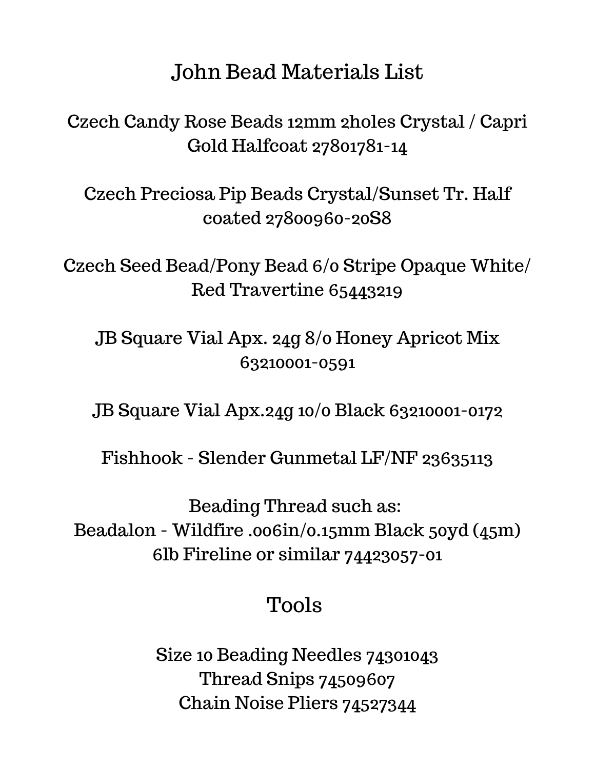# John Bead Materials List

Czech Candy Rose Beads 12mm 2holes Crystal / Capri Gold Halfcoat 27801781-14

Czech Preciosa Pip Beads Crystal/Sunset Tr. Half coated 27800960-20S8

Czech Seed Bead/Pony Bead 6/0 Stripe Opaque White/ Red Travertine 65443219

JB Square Vial Apx. 24g 8/0 Honey Apricot Mix 63210001-0591

JB Square Vial Apx.24g 10/0 Black 63210001-0172

Fishhook - Slender Gunmetal LF/NF 23635113

Beading Thread such as:
Beadalon - Wildfire .006in/0.15mm Black 50yd (45m)
6lb Fireline or similar 74423057-01

## Tools

Size 10 Beading Needles 74301043
Thread Snips 74509607
Chain Noise Pliers 74527344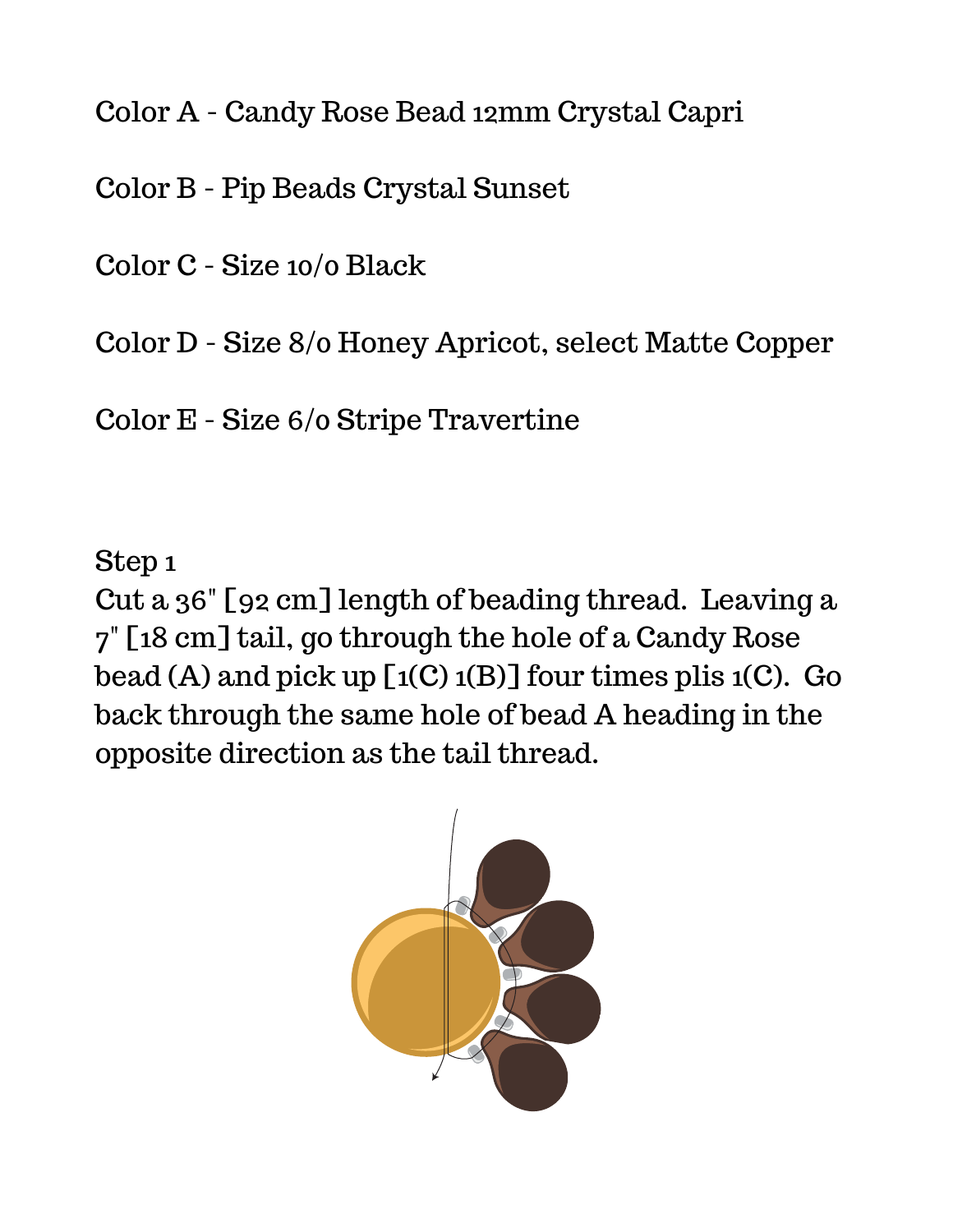Color A - Candy Rose Bead 12mm Crystal Capri

Color B - Pip Beads Crystal Sunset

Color C - Size 10/0 Black

Color D - Size 8/0 Honey Apricot, select Matte Copper

Color E - Size 6/0 Stripe Travertine

Step 1

Cut a 36" [92 cm] length of beading thread. Leaving a 7" [18 cm] tail, go through the hole of a Candy Rose bead (A) and pick up [1(C) 1(B)] four times plis 1(C). Go back through the same hole of bead A heading in the opposite direction as the tail thread.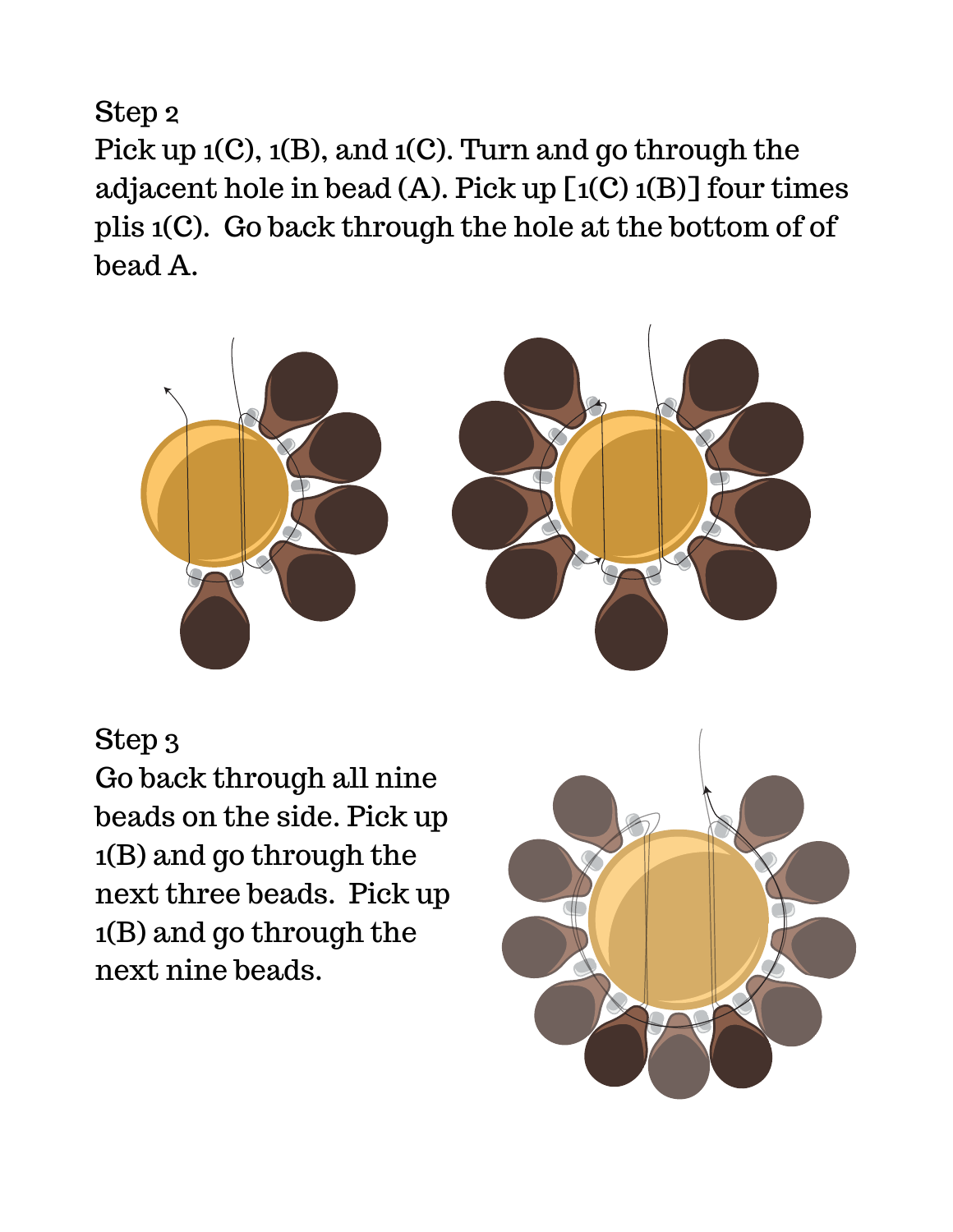Step 2

Pick up 1(C), 1(B), and 1(C). Turn and go through the adjacent hole in bead (A). Pick up [1(C) 1(B)] four times plis 1(C). Go back through the hole at the bottom of of bead A.

Step 3

Go back through all nine beads on the side. Pick up 1(B) and go through the next three beads. Pick up 1(B) and go through the next nine beads.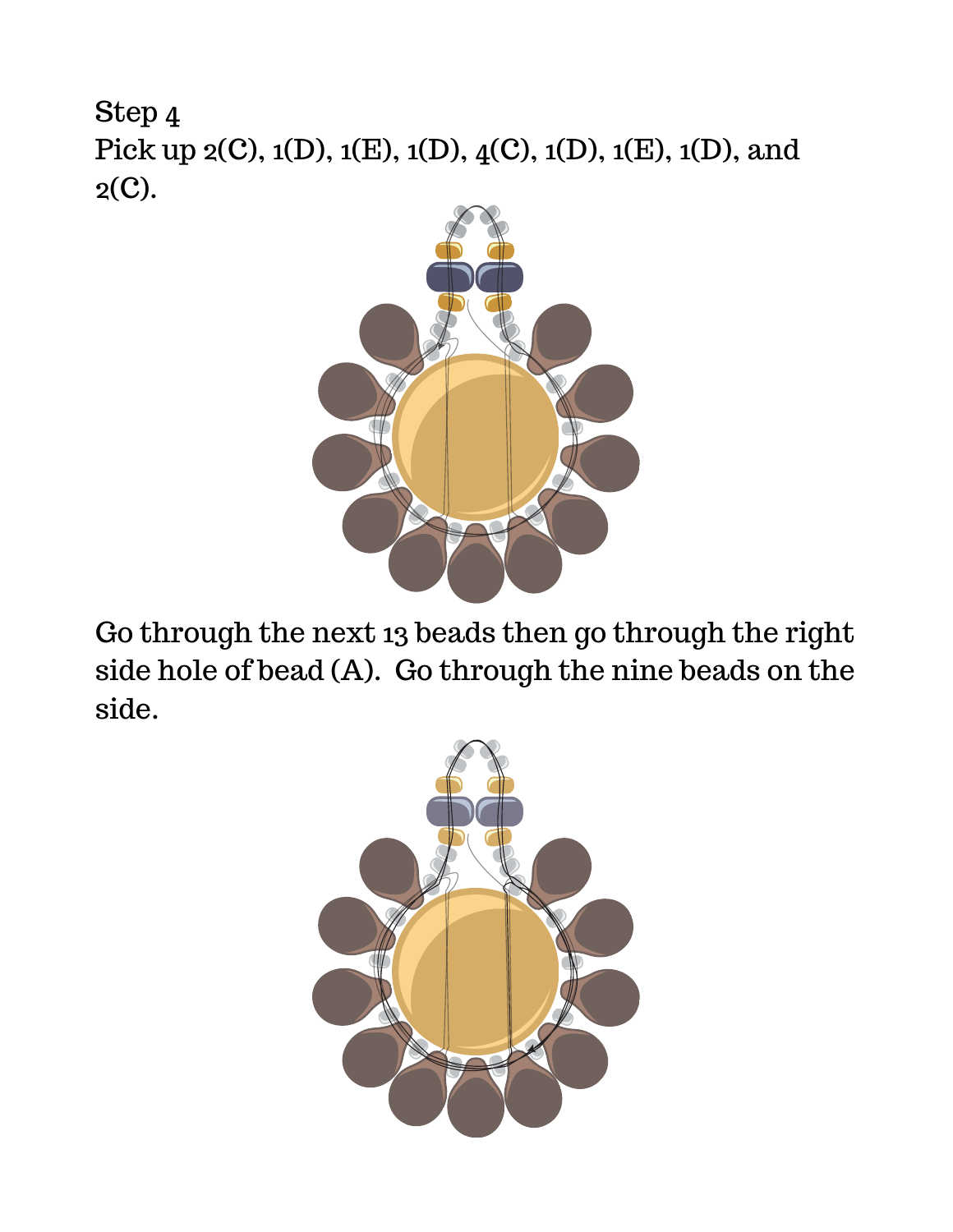Step 4

Pick up 2(C), 1(D), 1(E), 1(D), 4(C), 1(D), 1(E), 1(D), and 2(C).

Go through the next 13 beads then go through the right side hole of bead (A). Go through the nine beads on the side.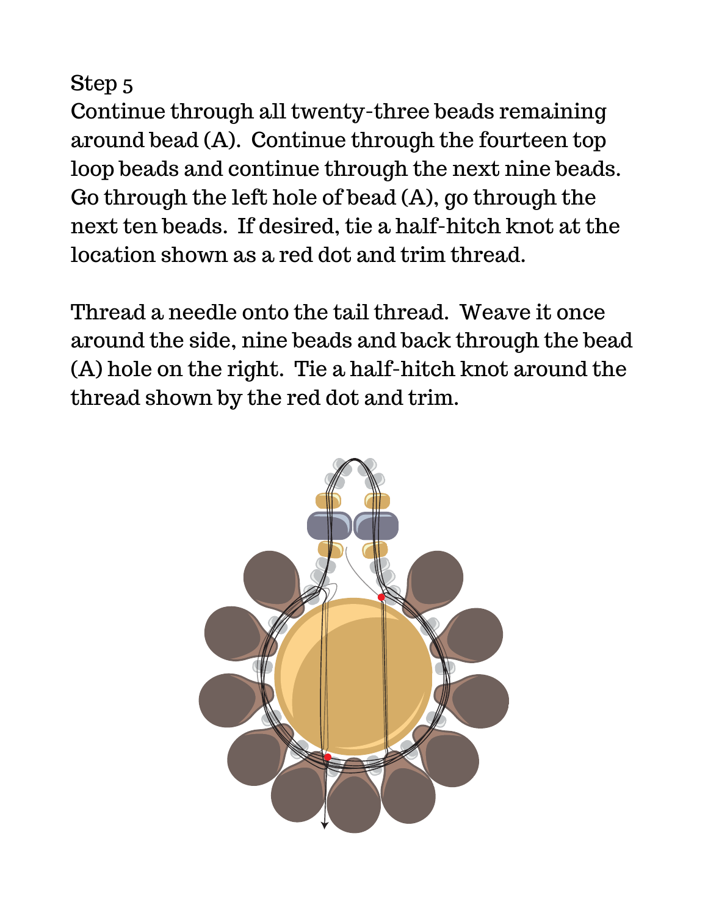Step 5

Continue through all twenty-three beads remaining around bead (A). Continue through the fourteen top loop beads and continue through the next nine beads. Go through the left hole of bead (A), go through the next ten beads. If desired, tie a half-hitch knot at the location shown as a red dot and trim thread.

Thread a needle onto the tail thread. Weave it once around the side, nine beads and back through the bead (A) hole on the right. Tie a half-hitch knot around the thread shown by the red dot and trim.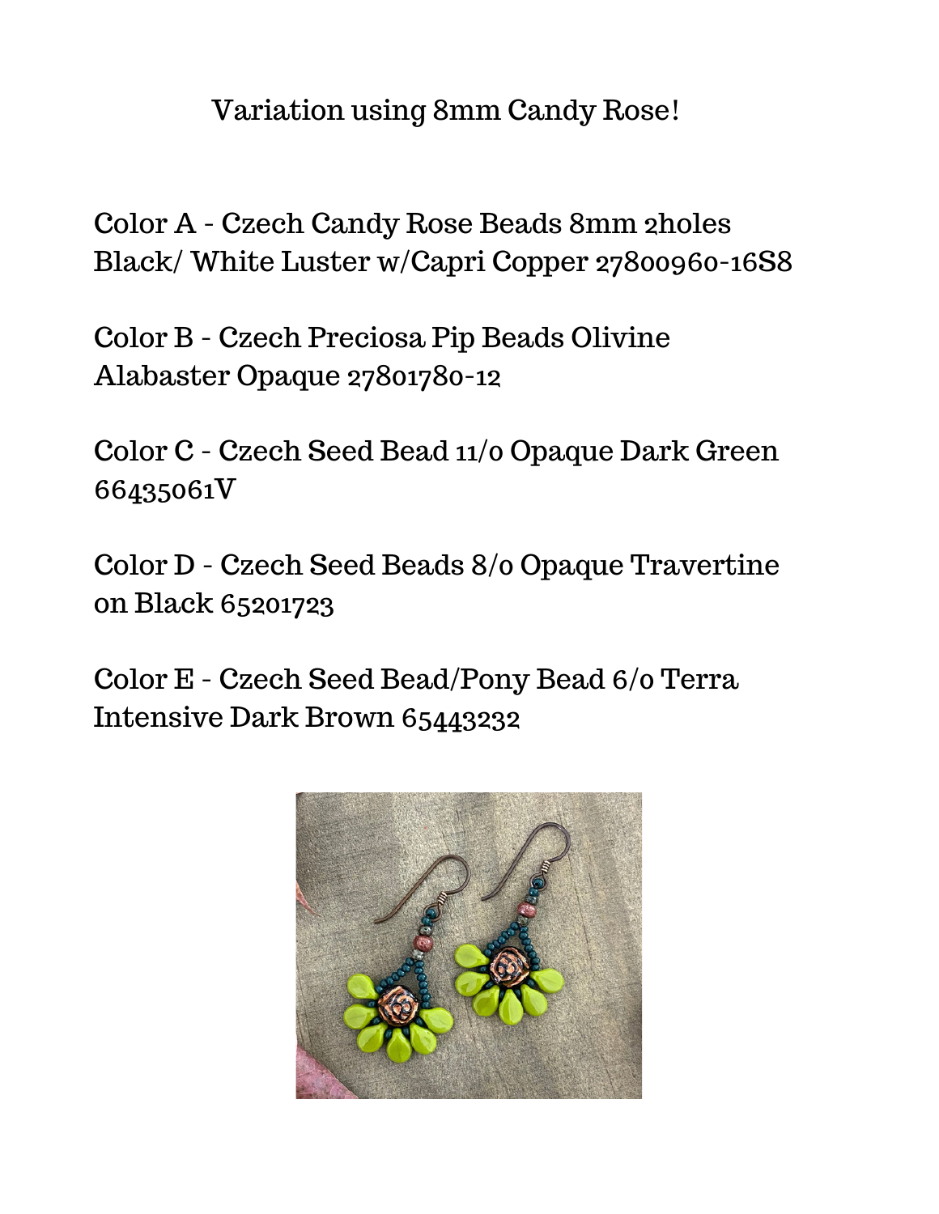# Variation using 8mm Candy Rose!

Color A - Czech Candy Rose Beads 8mm 2holes Black/ White Luster w/Capri Copper 27800960-16S8

Color B - Czech Preciosa Pip Beads Olivine Alabaster Opaque 27801780-12

Color C - Czech Seed Bead 11/0 Opaque Dark Green 66435061V

Color D - Czech Seed Beads 8/0 Opaque Travertine on Black 65201723

Color E - Czech Seed Bead/Pony Bead 6/0 Terra Intensive Dark Brown 65443232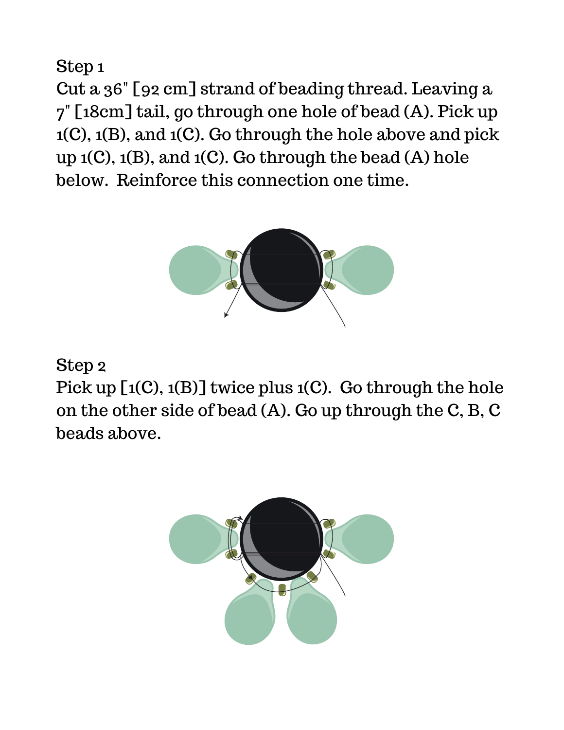Step 1

Cut a 36" [92 cm] strand of beading thread. Leaving a 7" [18cm] tail, go through one hole of bead (A). Pick up 1(C), 1(B), and 1(C). Go through the hole above and pick up 1(C), 1(B), and 1(C). Go through the bead (A) hole below. Reinforce this connection one time.

Step 2

Pick up [1(C), 1(B)] twice plus 1(C). Go through the hole on the other side of bead (A). Go up through the C, B, C beads above.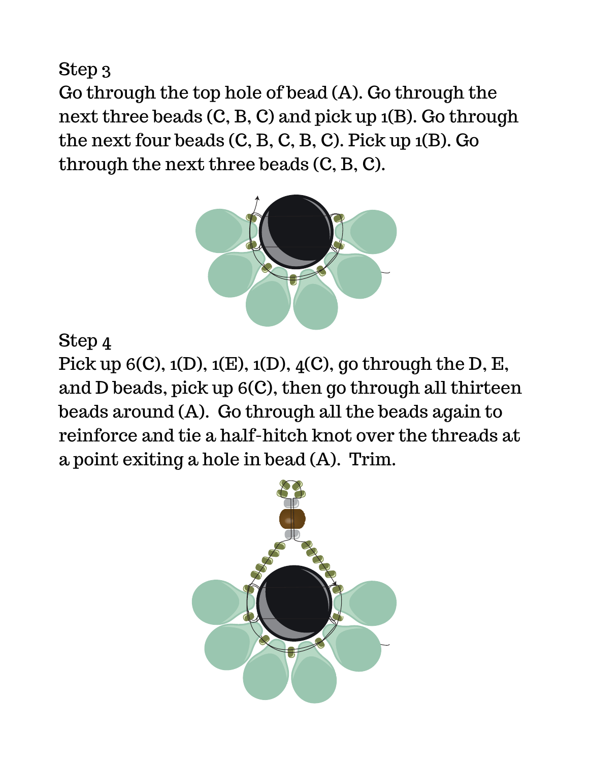## Step 3

Go through the top hole of bead (A). Go through the next three beads (C, B, C) and pick up 1(B). Go through the next four beads (C, B, C, B, C). Pick up 1(B). Go through the next three beads (C, B, C).

## Step 4

Pick up 6(C), 1(D), 1(E), 1(D), 4(C), go through the D, E, and D beads, pick up 6(C), then go through all thirteen beads around (A). Go through all the beads again to reinforce and tie a half-hitch knot over the threads at a point exiting a hole in bead (A). Trim.